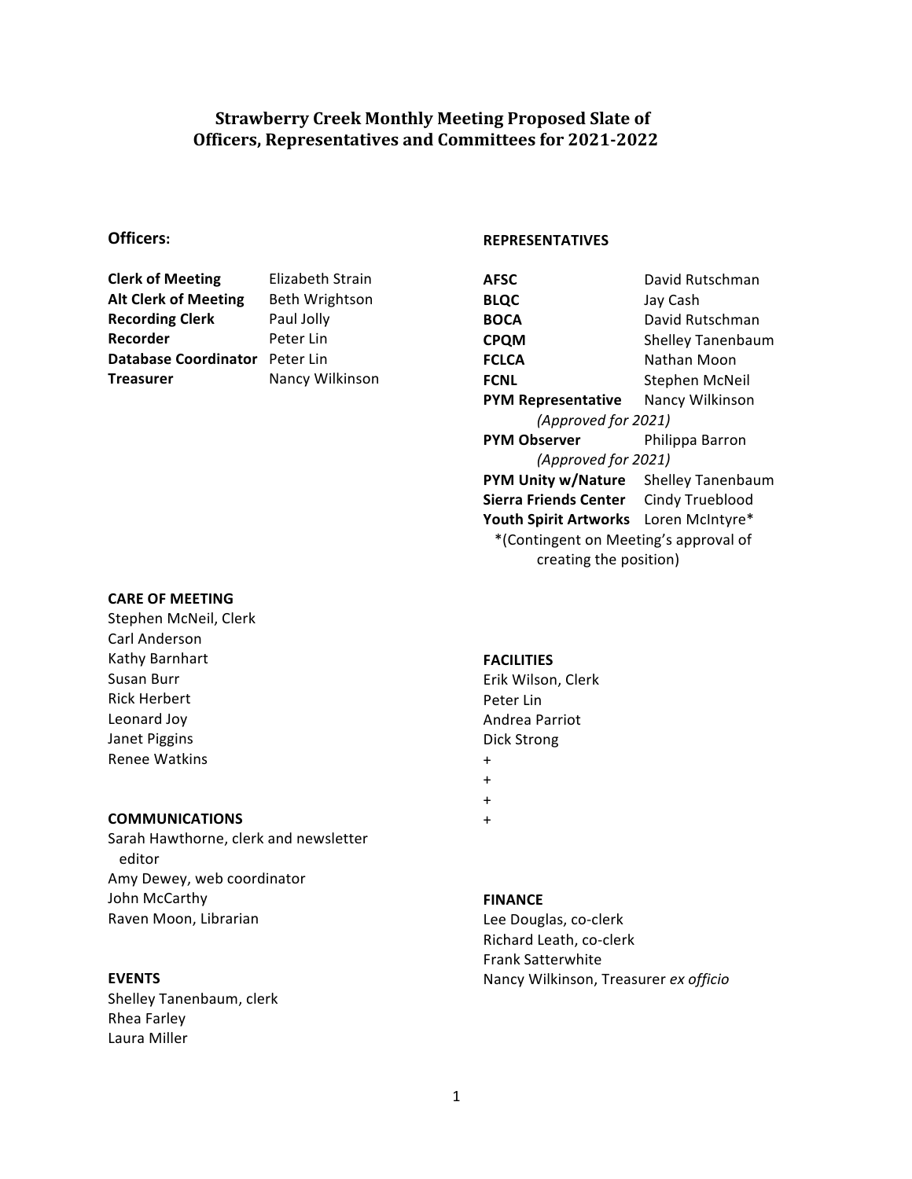# Strawberry Creek Monthly Meeting Proposed Slate of Officers, Representatives and Committees for 2021-2022

## Officers:

| | |
|---|---|
| **Clerk of Meeting** | Elizabeth Strain |
| **Alt Clerk of Meeting** | Beth Wrightson |
| **Recording Clerk** | Paul Jolly |
| **Recorder** | Peter Lin |
| **Database Coordinator** | Peter Lin |
| **Treasurer** | Nancy Wilkinson |

## REPRESENTATIVES

| | |
|---|---|
| **AFSC** | David Rutschman |
| **BLQC** | Jay Cash |
| **BOCA** | David Rutschman |
| **CPQM** | Shelley Tanenbaum |
| **FCLCA** | Nathan Moon |
| **FCNL** | Stephen McNeil |
| **PYM Representative** *(Approved for 2021)* | Nancy Wilkinson |
| **PYM Observer** *(Approved for 2021)* | Philippa Barron |
| **PYM Unity w/Nature** | Shelley Tanenbaum |
| **Sierra Friends Center** | Cindy Trueblood |
| **Youth Spirit Artworks** | Loren McIntyre* |

*(Contingent on Meeting's approval of creating the position)

### CARE OF MEETING
Stephen McNeil, Clerk
Carl Anderson
Kathy Barnhart
Susan Burr
Rick Herbert
Leonard Joy
Janet Piggins
Renee Watkins

### COMMUNICATIONS
Sarah Hawthorne, clerk and newsletter editor
Amy Dewey, web coordinator
John McCarthy
Raven Moon, Librarian

### EVENTS
Shelley Tanenbaum, clerk
Rhea Farley
Laura Miller

### FACILITIES
Erik Wilson, Clerk
Peter Lin
Andrea Parriot
Dick Strong
+
+
+
+

### FINANCE
Lee Douglas, co-clerk
Richard Leath, co-clerk
Frank Satterwhite
Nancy Wilkinson, Treasurer *ex officio*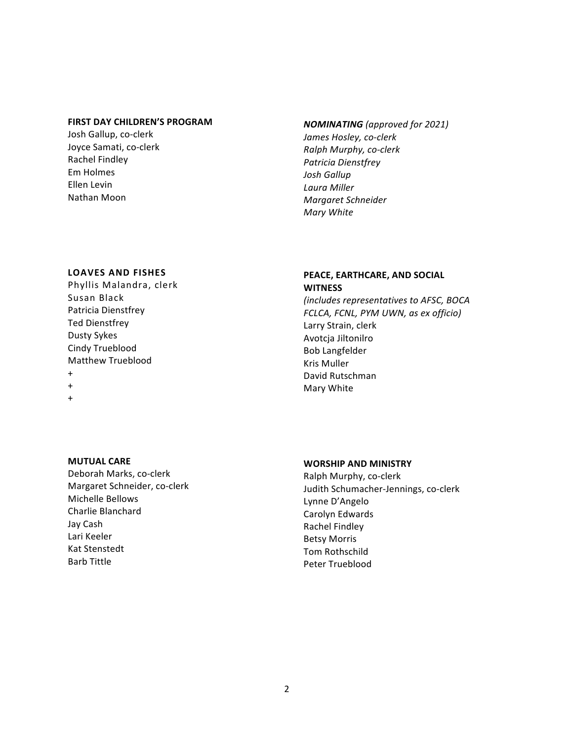**FIRST DAY CHILDREN'S PROGRAM**

Josh Gallup, co-clerk
Joyce Samati, co-clerk
Rachel Findley
Em Holmes
Ellen Levin
Nathan Moon

***NOMINATING*** *(approved for 2021)*

*James Hosley, co-clerk*
*Ralph Murphy, co-clerk*
*Patricia Dienstfrey*
*Josh Gallup*
*Laura Miller*
*Margaret Schneider*
*Mary White*

**LOAVES AND FISHES**

Phyllis Malandra, clerk
Susan Black
Patricia Dienstfrey
Ted Dienstfrey
Dusty Sykes
Cindy Trueblood
Matthew Trueblood
+
+
+

**PEACE, EARTHCARE, AND SOCIAL WITNESS**

*(includes representatives to AFSC, BOCA FCLCA, FCNL, PYM UWN, as ex officio)*

Larry Strain, clerk
Avotcja Jiltonilro
Bob Langfelder
Kris Muller
David Rutschman
Mary White

**MUTUAL CARE**

Deborah Marks, co-clerk
Margaret Schneider, co-clerk
Michelle Bellows
Charlie Blanchard
Jay Cash
Lari Keeler
Kat Stenstedt
Barb Tittle

**WORSHIP AND MINISTRY**

Ralph Murphy, co-clerk
Judith Schumacher-Jennings, co-clerk
Lynne D'Angelo
Carolyn Edwards
Rachel Findley
Betsy Morris
Tom Rothschild
Peter Trueblood